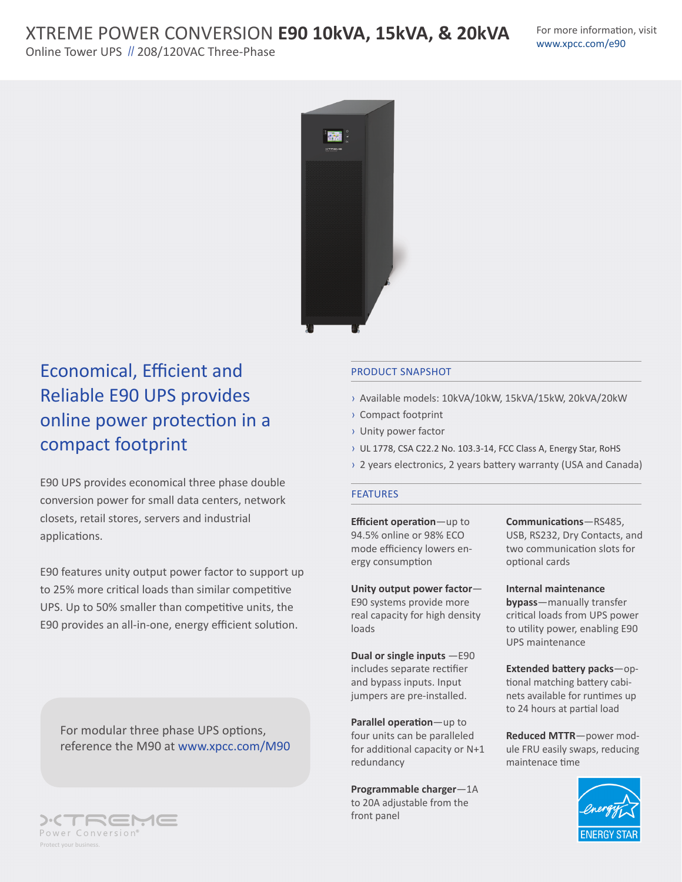# XTREME POWER CONVERSION **E90 10kVA, 15kVA, & 20kVA**

Online Tower UPS // 208/120VAC Three-Phase

For more information, visit www.xpcc.com/e90

## Economical, Efficient and Reliable E90 UPS provides online power protection in a compact footprint

E90 UPS provides economical three phase double conversion power for small data centers, network closets, retail stores, servers and industrial applications.

E90 features unity output power factor to support up to 25% more critical loads than similar competitive UPS. Up to 50% smaller than competitive units, the E90 provides an all-in-one, energy efficient solution.

For modular three phase UPS options, reference the M90 at www.xpcc.com/M90

## PRODUCT SNAPSHOT

- Available models: 10kVA/10kW, 15kVA/15kW, 20kVA/20kW
- Compact footprint
- Unity power factor
- UL 1778, CSA C22.2 No. 103.3-14, FCC Class A, Energy Star, RoHS
- 2 years electronics, 2 years battery warranty (USA and Canada)

## FEATURES

**Efficient operation**—up to 94.5% online or 98% ECO mode efficiency lowers energy consumption

**Unity output power factor**—E90 systems provide more real capacity for high density loads

**Dual or single inputs** —E90 includes separate rectifier and bypass inputs. Input jumpers are pre-installed.

**Parallel operation**—up to four units can be paralleled for additional capacity or N+1 redundancy

**Programmable charger**—1A to 20A adjustable from the front panel

**Communications**—RS485, USB, RS232, Dry Contacts, and two communication slots for optional cards

**Internal maintenance bypass**—manually transfer critical loads from UPS power to utility power, enabling E90 UPS maintenance

**Extended battery packs**—optional matching battery cabinets available for runtimes up to 24 hours at partial load

**Reduced MTTR**—power module FRU easily swaps, reducing maintenace time

ENERGY STAR

Xtreme Power Conversion®

Protect your business.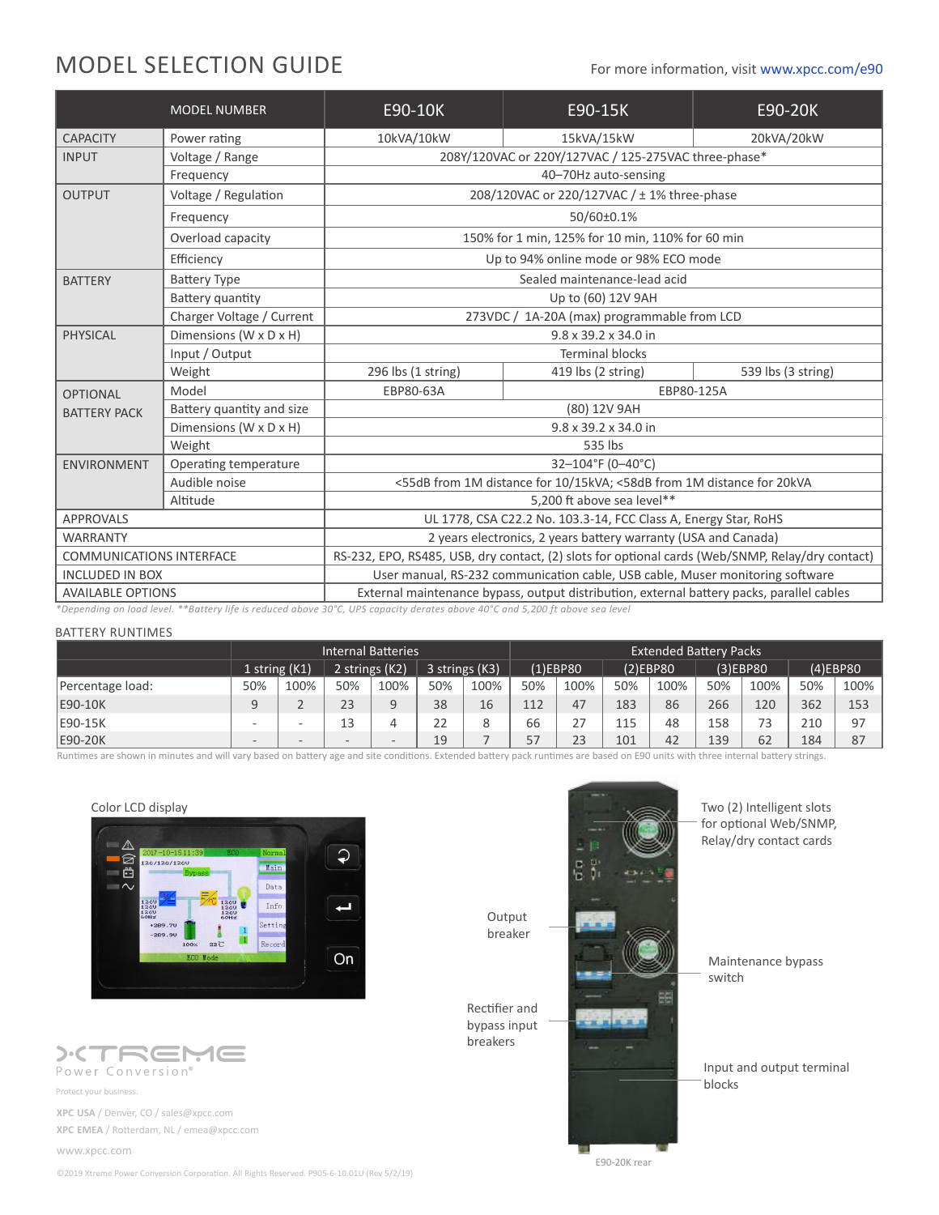# MODEL SELECTION GUIDE

For more information, visit www.xpcc.com/e90

| | MODEL NUMBER | E90-10K | E90-15K | E90-20K |
|---|---|---|---|---|
| CAPACITY | Power rating | 10kVA/10kW | 15kVA/15kW | 20kVA/20kW |
| INPUT | Voltage / Range | 208Y/120VAC or 220Y/127VAC / 125-275VAC three-phase* | | |
| | Frequency | 40–70Hz auto-sensing | | |
| OUTPUT | Voltage / Regulation | 208/120VAC or 220/127VAC / ± 1% three-phase | | |
| | Frequency | 50/60±0.1% | | |
| | Overload capacity | 150% for 1 min, 125% for 10 min, 110% for 60 min | | |
| | Efficiency | Up to 94% online mode or 98% ECO mode | | |
| BATTERY | Battery Type | Sealed maintenance-lead acid | | |
| | Battery quantity | Up to (60) 12V 9AH | | |
| | Charger Voltage / Current | 273VDC / 1A-20A (max) programmable from LCD | | |
| PHYSICAL | Dimensions (W x D x H) | 9.8 x 39.2 x 34.0 in | | |
| | Input / Output | Terminal blocks | | |
| | Weight | 296 lbs (1 string) | 419 lbs (2 string) | 539 lbs (3 string) |
| OPTIONAL BATTERY PACK | Model | EBP80-63A | EBP80-125A | |
| | Battery quantity and size | (80) 12V 9AH | | |
| | Dimensions (W x D x H) | 9.8 x 39.2 x 34.0 in | | |
| | Weight | 535 lbs | | |
| ENVIRONMENT | Operating temperature | 32–104°F (0–40°C) | | |
| | Audible noise | <55dB from 1M distance for 10/15kVA; <58dB from 1M distance for 20kVA | | |
| | Altitude | 5,200 ft above sea level** | | |
| APPROVALS | | UL 1778, CSA C22.2 No. 103.3-14, FCC Class A, Energy Star, RoHS | | |
| WARRANTY | | 2 years electronics, 2 years battery warranty (USA and Canada) | | |
| COMMUNICATIONS INTERFACE | | RS-232, EPO, RS485, USB, dry contact, (2) slots for optional cards (Web/SNMP, Relay/dry contact) | | |
| INCLUDED IN BOX | | User manual, RS-232 communication cable, USB cable, Muser monitoring software | | |
| AVAILABLE OPTIONS | | External maintenance bypass, output distribution, external battery packs, parallel cables | | |

*\*Depending on load level. \*\*Battery life is reduced above 30°C, UPS capacity derates above 40°C and 5,200 ft above sea level*

## BATTERY RUNTIMES

| | Internal Batteries | | | | | | Extended Battery Packs | | | | | | | |
|---|---|---|---|---|---|---|---|---|---|---|---|---|---|---|
| | 1 string (K1) | | 2 strings (K2) | | 3 strings (K3) | | (1)EBP80 | | (2)EBP80 | | (3)EBP80 | | (4)EBP80 | |
| Percentage load: | 50% | 100% | 50% | 100% | 50% | 100% | 50% | 100% | 50% | 100% | 50% | 100% | 50% | 100% |
| E90-10K | 9 | 2 | 23 | 9 | 38 | 16 | 112 | 47 | 183 | 86 | 266 | 120 | 362 | 153 |
| E90-15K | - | - | 13 | 4 | 22 | 8 | 66 | 27 | 115 | 48 | 158 | 73 | 210 | 97 |
| E90-20K | - | - | - | - | 19 | 7 | 57 | 23 | 101 | 42 | 139 | 62 | 184 | 87 |

Runtimes are shown in minutes and will vary based on battery age and site conditions. Extended battery pack runtimes are based on E90 units with three internal battery strings.

Color LCD display

Output breaker

Rectifier and bypass input breakers

Two (2) Intelligent slots for optional Web/SNMP, Relay/dry contact cards

Maintenance bypass switch

Input and output terminal blocks

E90-20K rear

XTREME Power Conversion®

Protect your business.

**XPC USA** / Denver, CO / sales@xpcc.com

**XPC EMEA** / Rotterdam, NL / emea@xpcc.com

www.xpcc.com

©2019 Xtreme Power Conversion Corporation. All Rights Reserved. P905-6-10.01U (Rev 5/2/19)